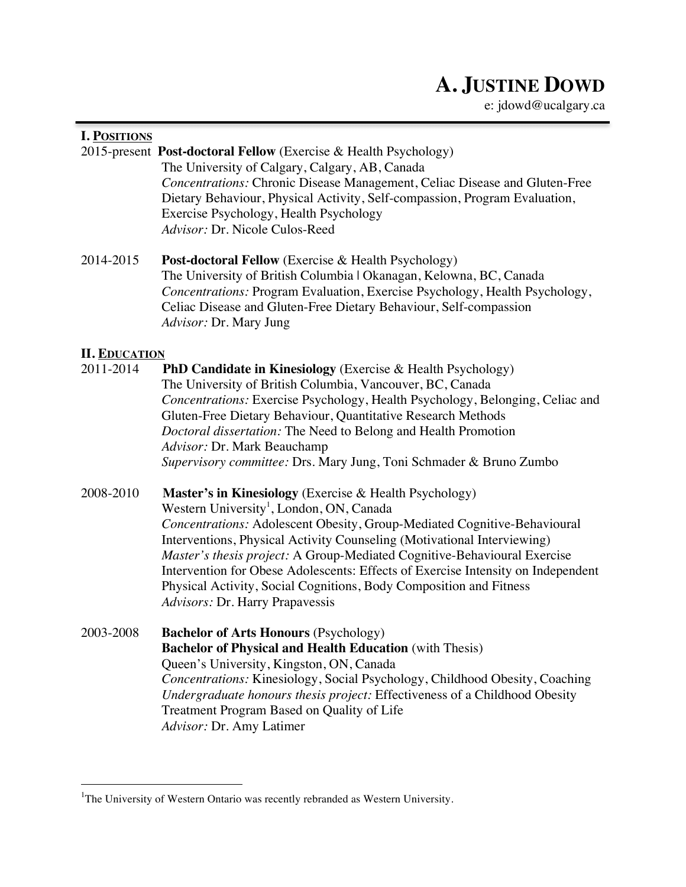# A. JUSTINE DOWD

e: jdowd@ucalgary.ca

## I. POSITIONS

2015-present **Post-doctoral Fellow** (Exercise & Health Psychology)
The University of Calgary, Calgary, AB, Canada
*Concentrations:* Chronic Disease Management, Celiac Disease and Gluten-Free Dietary Behaviour, Physical Activity, Self-compassion, Program Evaluation, Exercise Psychology, Health Psychology
*Advisor:* Dr. Nicole Culos-Reed

2014-2015 **Post-doctoral Fellow** (Exercise & Health Psychology)
The University of British Columbia | Okanagan, Kelowna, BC, Canada
*Concentrations:* Program Evaluation, Exercise Psychology, Health Psychology, Celiac Disease and Gluten-Free Dietary Behaviour, Self-compassion
*Advisor:* Dr. Mary Jung

## II. EDUCATION

2011-2014 **PhD Candidate in Kinesiology** (Exercise & Health Psychology)
The University of British Columbia, Vancouver, BC, Canada
*Concentrations:* Exercise Psychology, Health Psychology, Belonging, Celiac and Gluten-Free Dietary Behaviour, Quantitative Research Methods
*Doctoral dissertation:* The Need to Belong and Health Promotion
*Advisor:* Dr. Mark Beauchamp
*Supervisory committee:* Drs. Mary Jung, Toni Schmader & Bruno Zumbo

2008-2010 **Master's in Kinesiology** (Exercise & Health Psychology)
Western University[1], London, ON, Canada
*Concentrations:* Adolescent Obesity, Group-Mediated Cognitive-Behavioural Interventions, Physical Activity Counseling (Motivational Interviewing)
*Master's thesis project:* A Group-Mediated Cognitive-Behavioural Exercise Intervention for Obese Adolescents: Effects of Exercise Intensity on Independent Physical Activity, Social Cognitions, Body Composition and Fitness
*Advisors:* Dr. Harry Prapavessis

2003-2008 **Bachelor of Arts Honours** (Psychology)
**Bachelor of Physical and Health Education** (with Thesis)
Queen's University, Kingston, ON, Canada
*Concentrations:* Kinesiology, Social Psychology, Childhood Obesity, Coaching
*Undergraduate honours thesis project:* Effectiveness of a Childhood Obesity Treatment Program Based on Quality of Life
*Advisor:* Dr. Amy Latimer

---

[1]The University of Western Ontario was recently rebranded as Western University.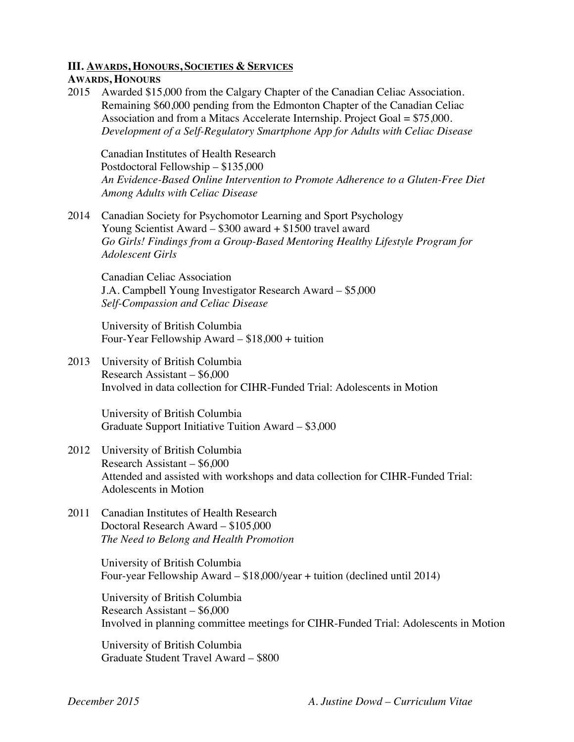## III. Awards, Honours, Societies & Services

### Awards, Honours

2015 Awarded $15,000 from the Calgary Chapter of the Canadian Celiac Association. Remaining $60,000 pending from the Edmonton Chapter of the Canadian Celiac Association and from a Mitacs Accelerate Internship. Project Goal = $75,000.
*Development of a Self-Regulatory Smartphone App for Adults with Celiac Disease*

Canadian Institutes of Health Research
Postdoctoral Fellowship – $135,000
*An Evidence-Based Online Intervention to Promote Adherence to a Gluten-Free Diet Among Adults with Celiac Disease*

2014 Canadian Society for Psychomotor Learning and Sport Psychology
Young Scientist Award – $300 award + $1500 travel award
*Go Girls! Findings from a Group-Based Mentoring Healthy Lifestyle Program for Adolescent Girls*

Canadian Celiac Association
J.A. Campbell Young Investigator Research Award – $5,000
*Self-Compassion and Celiac Disease*

University of British Columbia
Four-Year Fellowship Award – $18,000 + tuition

2013 University of British Columbia
Research Assistant – $6,000
Involved in data collection for CIHR-Funded Trial: Adolescents in Motion

University of British Columbia
Graduate Support Initiative Tuition Award – $3,000

2012 University of British Columbia
Research Assistant – $6,000
Attended and assisted with workshops and data collection for CIHR-Funded Trial: Adolescents in Motion

2011 Canadian Institutes of Health Research
Doctoral Research Award – $105,000
*The Need to Belong and Health Promotion*

University of British Columbia
Four-year Fellowship Award – $18,000/year + tuition (declined until 2014)

University of British Columbia
Research Assistant – $6,000
Involved in planning committee meetings for CIHR-Funded Trial: Adolescents in Motion

University of British Columbia
Graduate Student Travel Award – $800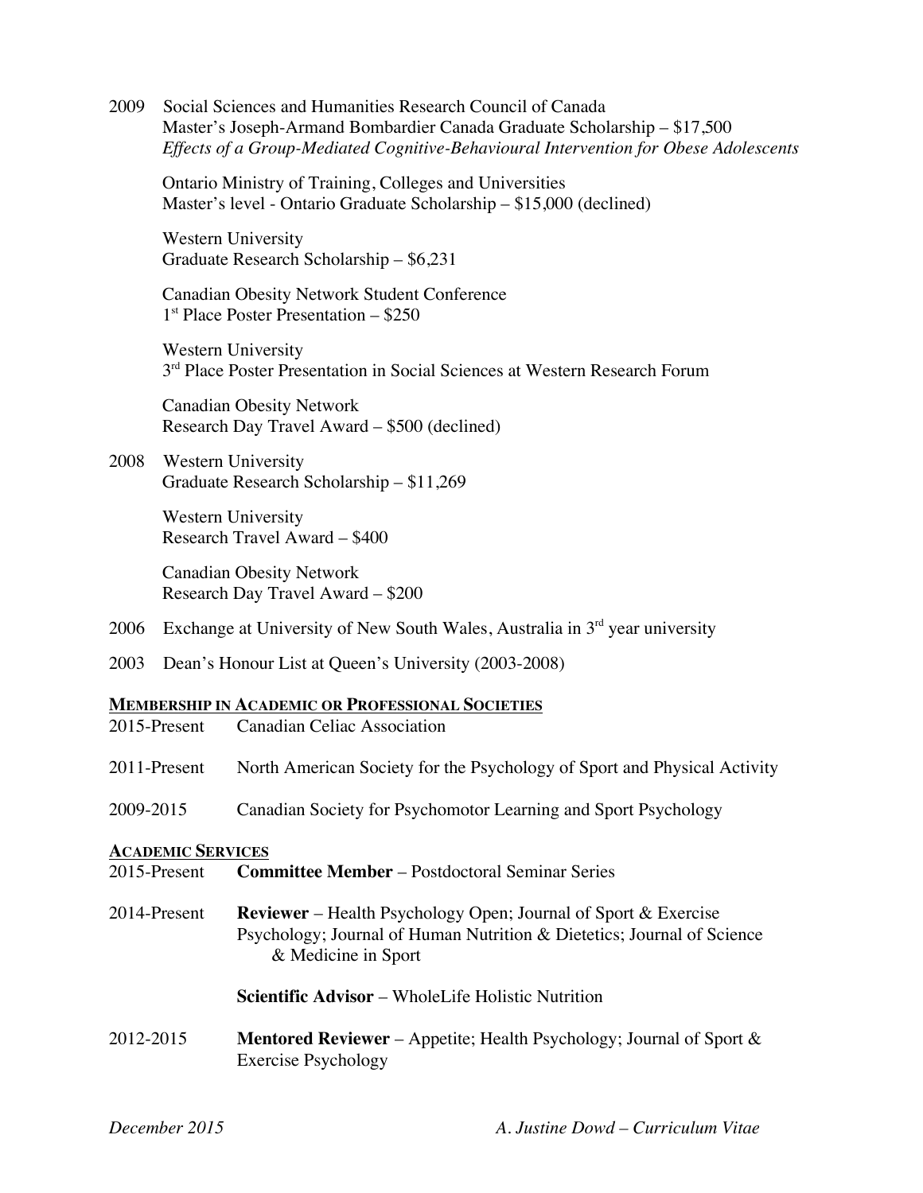2009 Social Sciences and Humanities Research Council of Canada
Master's Joseph-Armand Bombardier Canada Graduate Scholarship – $17,500
*Effects of a Group-Mediated Cognitive-Behavioural Intervention for Obese Adolescents*

Ontario Ministry of Training, Colleges and Universities
Master's level - Ontario Graduate Scholarship – $15,000 (declined)

Western University
Graduate Research Scholarship – $6,231

Canadian Obesity Network Student Conference
1st Place Poster Presentation – $250

Western University
3rd Place Poster Presentation in Social Sciences at Western Research Forum

Canadian Obesity Network
Research Day Travel Award – $500 (declined)

2008 Western University
Graduate Research Scholarship – $11,269

Western University
Research Travel Award – $400

Canadian Obesity Network
Research Day Travel Award – $200

2006 Exchange at University of New South Wales, Australia in 3rd year university

2003 Dean's Honour List at Queen's University (2003-2008)

## MEMBERSHIP IN ACADEMIC OR PROFESSIONAL SOCIETIES

2015-Present Canadian Celiac Association

2011-Present North American Society for the Psychology of Sport and Physical Activity

2009-2015 Canadian Society for Psychomotor Learning and Sport Psychology

## ACADEMIC SERVICES

2015-Present **Committee Member** – Postdoctoral Seminar Series

2014-Present **Reviewer** – Health Psychology Open; Journal of Sport & Exercise Psychology; Journal of Human Nutrition & Dietetics; Journal of Science & Medicine in Sport

**Scientific Advisor** – WholeLife Holistic Nutrition

2012-2015 **Mentored Reviewer** – Appetite; Health Psychology; Journal of Sport & Exercise Psychology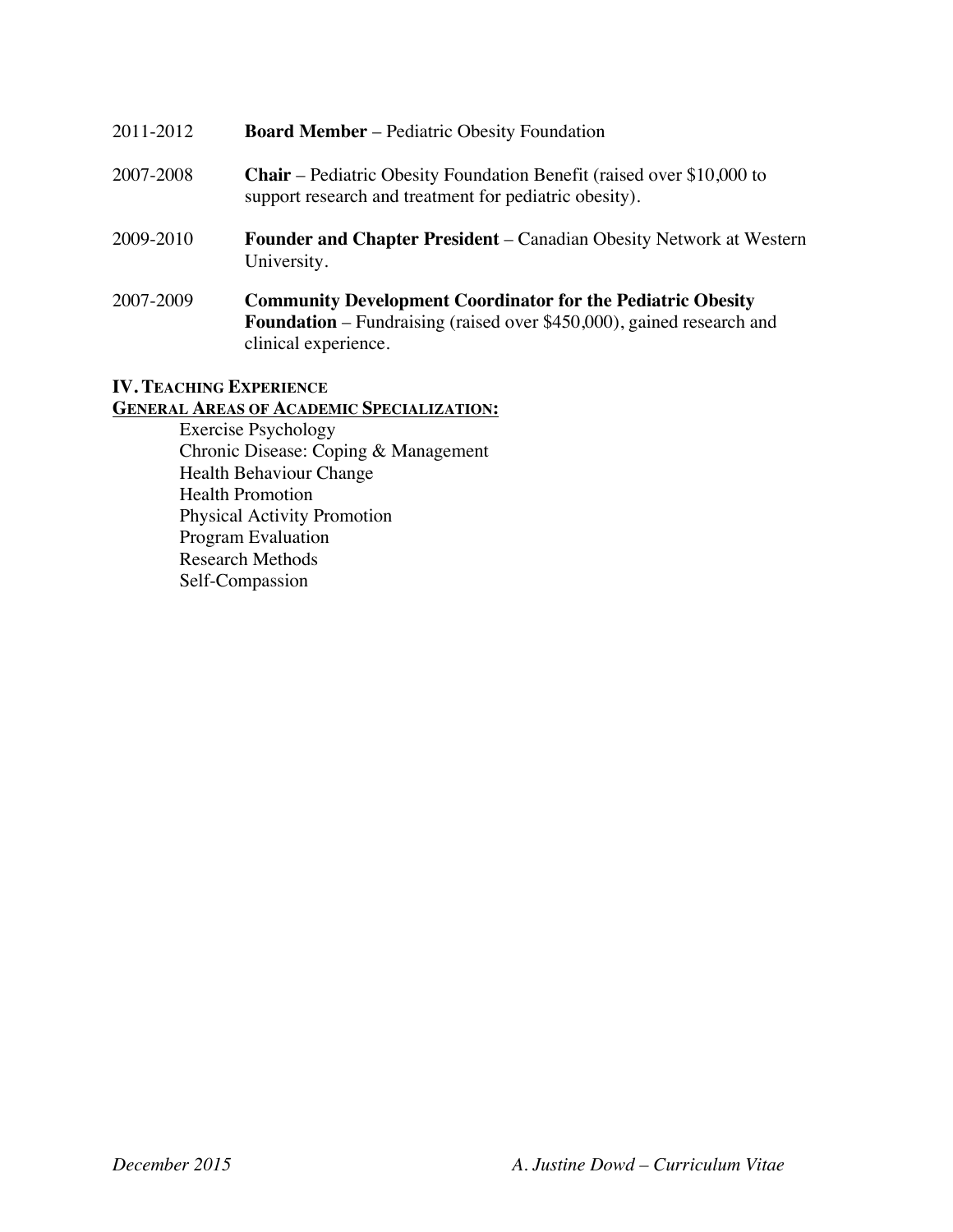2011-2012 **Board Member** – Pediatric Obesity Foundation

2007-2008 **Chair** – Pediatric Obesity Foundation Benefit (raised over $10,000 to support research and treatment for pediatric obesity).

2009-2010 **Founder and Chapter President** – Canadian Obesity Network at Western University.

2007-2009 **Community Development Coordinator for the Pediatric Obesity Foundation** – Fundraising (raised over $450,000), gained research and clinical experience.

## IV. Teaching Experience

**General Areas of Academic Specialization:**

Exercise Psychology
Chronic Disease: Coping & Management
Health Behaviour Change
Health Promotion
Physical Activity Promotion
Program Evaluation
Research Methods
Self-Compassion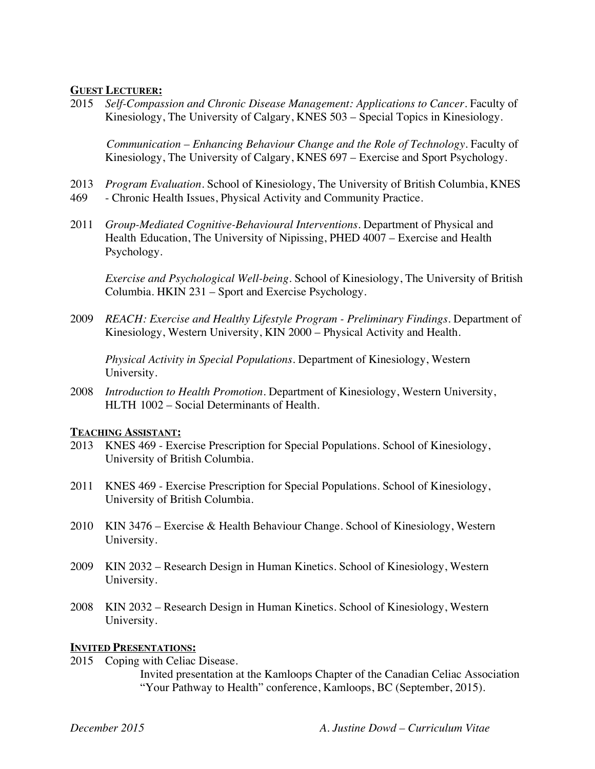**GUEST LECTURER:**

2015 *Self-Compassion and Chronic Disease Management: Applications to Cancer*. Faculty of Kinesiology, The University of Calgary, KNES 503 – Special Topics in Kinesiology.

*Communication – Enhancing Behaviour Change and the Role of Technology*. Faculty of Kinesiology, The University of Calgary, KNES 697 – Exercise and Sport Psychology.

2013 *Program Evaluation*. School of Kinesiology, The University of British Columbia, KNES 469 - Chronic Health Issues, Physical Activity and Community Practice.

2011 *Group-Mediated Cognitive-Behavioural Interventions*. Department of Physical and Health Education, The University of Nipissing, PHED 4007 – Exercise and Health Psychology.

*Exercise and Psychological Well-being*. School of Kinesiology, The University of British Columbia. HKIN 231 – Sport and Exercise Psychology.

2009 *REACH: Exercise and Healthy Lifestyle Program - Preliminary Findings*. Department of Kinesiology, Western University, KIN 2000 – Physical Activity and Health.

*Physical Activity in Special Populations*. Department of Kinesiology, Western University.

2008 *Introduction to Health Promotion*. Department of Kinesiology, Western University, HLTH 1002 – Social Determinants of Health.

**TEACHING ASSISTANT:**

2013 KNES 469 - Exercise Prescription for Special Populations. School of Kinesiology, University of British Columbia.

2011 KNES 469 - Exercise Prescription for Special Populations. School of Kinesiology, University of British Columbia.

2010 KIN 3476 – Exercise & Health Behaviour Change. School of Kinesiology, Western University.

2009 KIN 2032 – Research Design in Human Kinetics. School of Kinesiology, Western University.

2008 KIN 2032 – Research Design in Human Kinetics. School of Kinesiology, Western University.

**INVITED PRESENTATIONS:**

2015 Coping with Celiac Disease.
Invited presentation at the Kamloops Chapter of the Canadian Celiac Association "Your Pathway to Health" conference, Kamloops, BC (September, 2015).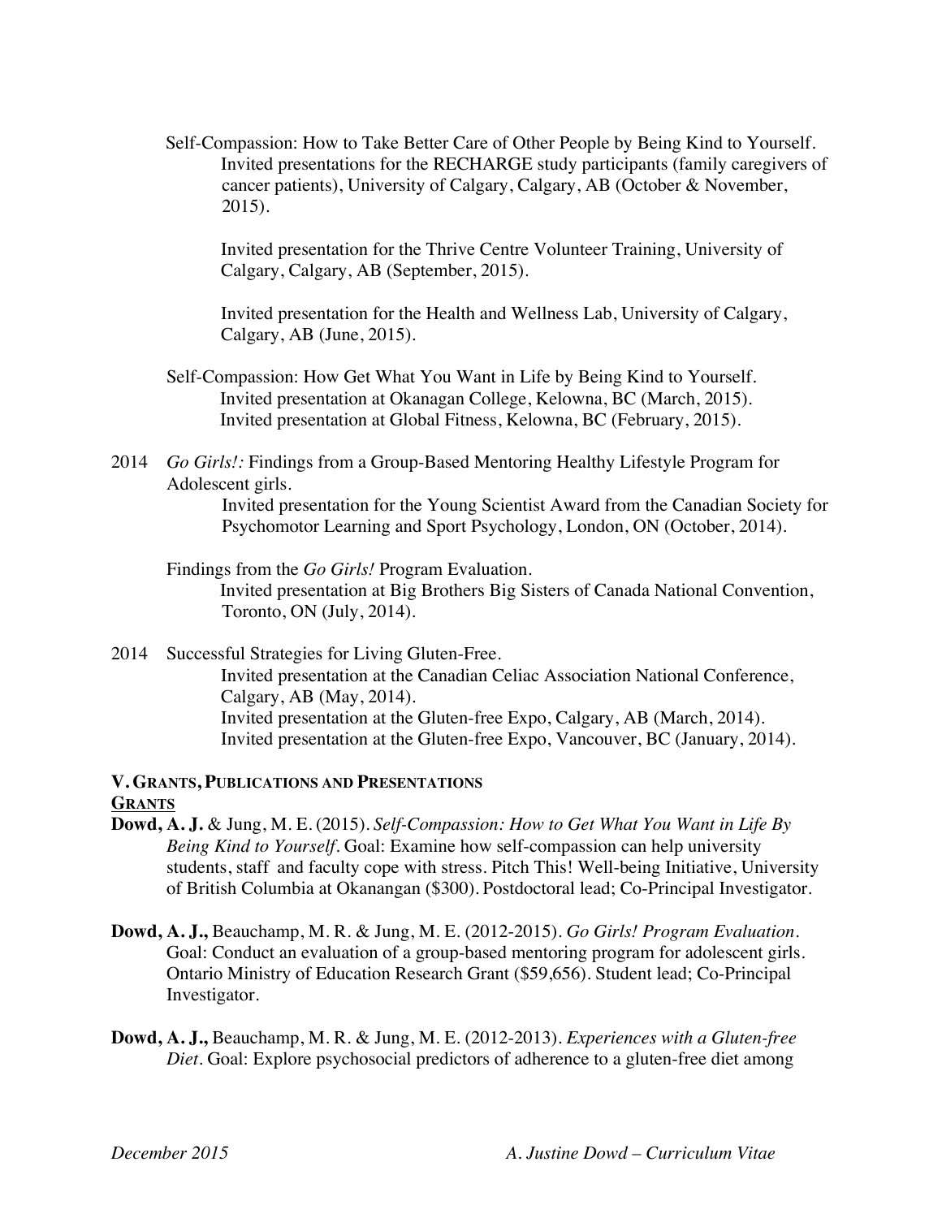Self-Compassion: How to Take Better Care of Other People by Being Kind to Yourself.
Invited presentations for the RECHARGE study participants (family caregivers of cancer patients), University of Calgary, Calgary, AB (October & November, 2015).

Invited presentation for the Thrive Centre Volunteer Training, University of Calgary, Calgary, AB (September, 2015).

Invited presentation for the Health and Wellness Lab, University of Calgary, Calgary, AB (June, 2015).

Self-Compassion: How Get What You Want in Life by Being Kind to Yourself.
Invited presentation at Okanagan College, Kelowna, BC (March, 2015).
Invited presentation at Global Fitness, Kelowna, BC (February, 2015).

2014 *Go Girls!:* Findings from a Group-Based Mentoring Healthy Lifestyle Program for Adolescent girls.
Invited presentation for the Young Scientist Award from the Canadian Society for Psychomotor Learning and Sport Psychology, London, ON (October, 2014).

Findings from the *Go Girls!* Program Evaluation.
Invited presentation at Big Brothers Big Sisters of Canada National Convention, Toronto, ON (July, 2014).

2014 Successful Strategies for Living Gluten-Free.
Invited presentation at the Canadian Celiac Association National Conference, Calgary, AB (May, 2014).
Invited presentation at the Gluten-free Expo, Calgary, AB (March, 2014).
Invited presentation at the Gluten-free Expo, Vancouver, BC (January, 2014).

## V. Grants, Publications and Presentations

### Grants

**Dowd, A. J.** & Jung, M. E. (2015). *Self-Compassion: How to Get What You Want in Life By Being Kind to Yourself*. Goal: Examine how self-compassion can help university students, staff and faculty cope with stress. Pitch This! Well-being Initiative, University of British Columbia at Okanangan ($300). Postdoctoral lead; Co-Principal Investigator.

**Dowd, A. J.,** Beauchamp, M. R. & Jung, M. E. (2012-2015). *Go Girls! Program Evaluation*. Goal: Conduct an evaluation of a group-based mentoring program for adolescent girls. Ontario Ministry of Education Research Grant ($59,656). Student lead; Co-Principal Investigator.

**Dowd, A. J.,** Beauchamp, M. R. & Jung, M. E. (2012-2013). *Experiences with a Gluten-free Diet*. Goal: Explore psychosocial predictors of adherence to a gluten-free diet among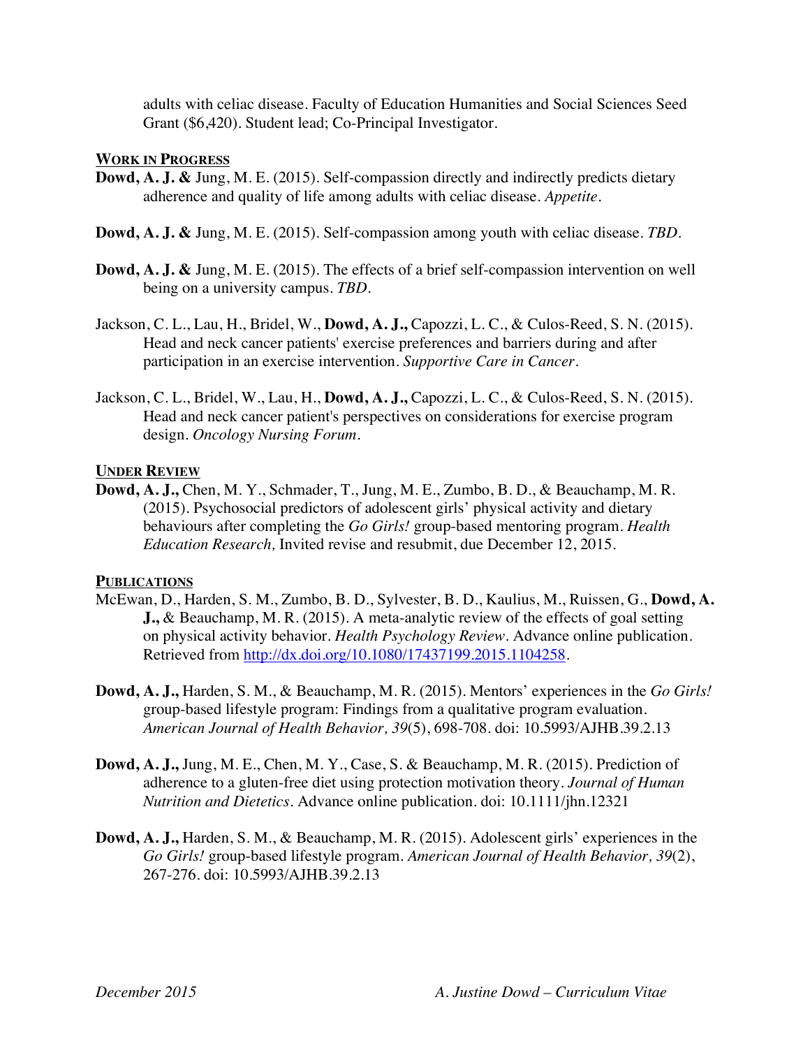adults with celiac disease. Faculty of Education Humanities and Social Sciences Seed Grant ($6,420). Student lead; Co-Principal Investigator.

## Work in Progress

**Dowd, A. J. &** Jung, M. E. (2015). Self-compassion directly and indirectly predicts dietary adherence and quality of life among adults with celiac disease. *Appetite*.

**Dowd, A. J. &** Jung, M. E. (2015). Self-compassion among youth with celiac disease. *TBD*.

**Dowd, A. J. &** Jung, M. E. (2015). The effects of a brief self-compassion intervention on well being on a university campus. *TBD*.

Jackson, C. L., Lau, H., Bridel, W., **Dowd, A. J.,** Capozzi, L. C., & Culos-Reed, S. N. (2015). Head and neck cancer patients' exercise preferences and barriers during and after participation in an exercise intervention. *Supportive Care in Cancer*.

Jackson, C. L., Bridel, W., Lau, H., **Dowd, A. J.,** Capozzi, L. C., & Culos-Reed, S. N. (2015). Head and neck cancer patient's perspectives on considerations for exercise program design. *Oncology Nursing Forum*.

## Under Review

**Dowd, A. J.,** Chen, M. Y., Schmader, T., Jung, M. E., Zumbo, B. D., & Beauchamp, M. R. (2015). Psychosocial predictors of adolescent girls' physical activity and dietary behaviours after completing the *Go Girls!* group-based mentoring program. *Health Education Research,* Invited revise and resubmit, due December 12, 2015.

## Publications

McEwan, D., Harden, S. M., Zumbo, B. D., Sylvester, B. D., Kaulius, M., Ruissen, G., **Dowd, A. J.,** & Beauchamp, M. R. (2015). A meta-analytic review of the effects of goal setting on physical activity behavior. *Health Psychology Review*. Advance online publication. Retrieved from http://dx.doi.org/10.1080/17437199.2015.1104258.

**Dowd, A. J.,** Harden, S. M., & Beauchamp, M. R. (2015). Mentors' experiences in the *Go Girls!* group-based lifestyle program: Findings from a qualitative program evaluation. *American Journal of Health Behavior, 39*(5), 698-708. doi: 10.5993/AJHB.39.2.13

**Dowd, A. J.,** Jung, M. E., Chen, M. Y., Case, S. & Beauchamp, M. R. (2015). Prediction of adherence to a gluten-free diet using protection motivation theory. *Journal of Human Nutrition and Dietetics*. Advance online publication. doi: 10.1111/jhn.12321

**Dowd, A. J.,** Harden, S. M., & Beauchamp, M. R. (2015). Adolescent girls' experiences in the *Go Girls!* group-based lifestyle program. *American Journal of Health Behavior, 39*(2), 267-276. doi: 10.5993/AJHB.39.2.13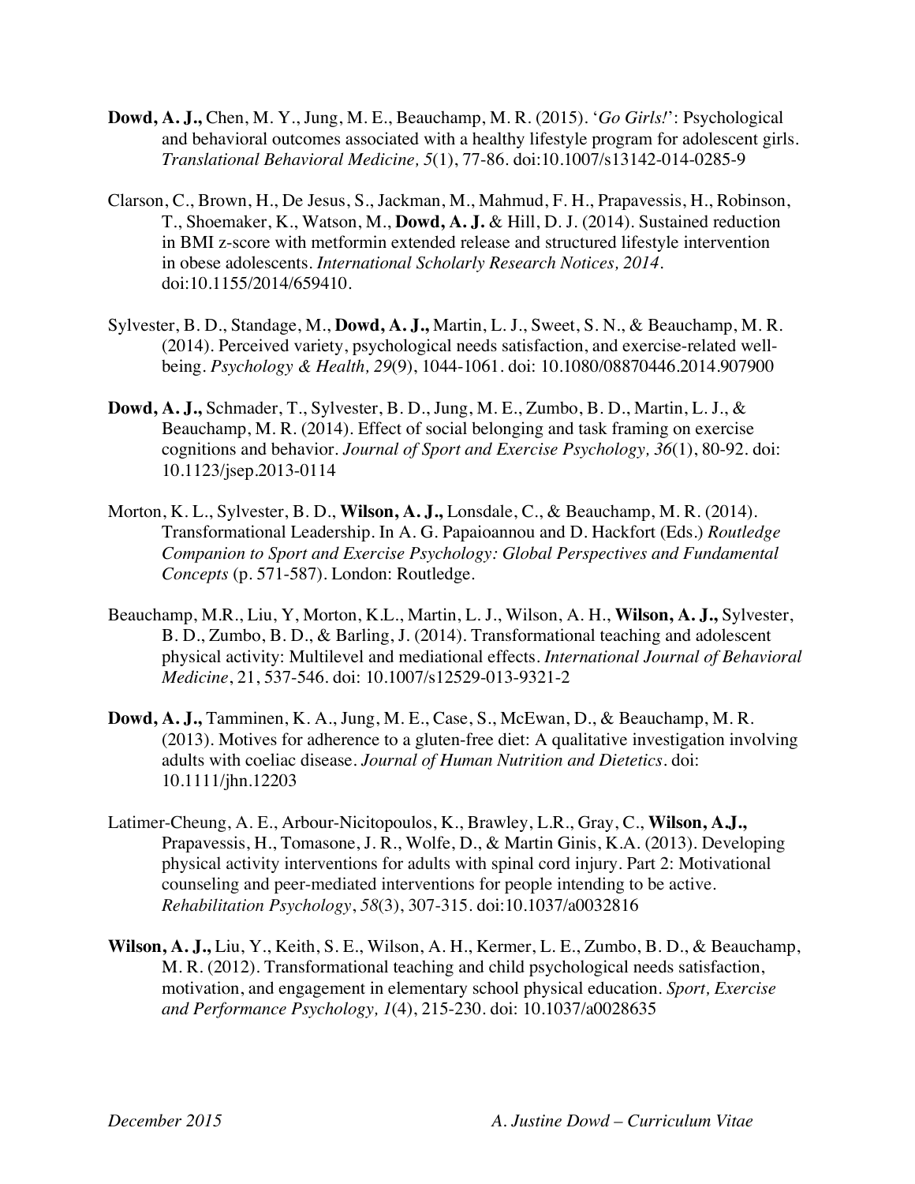**Dowd, A. J.,** Chen, M. Y., Jung, M. E., Beauchamp, M. R. (2015). '*Go Girls!*': Psychological and behavioral outcomes associated with a healthy lifestyle program for adolescent girls. *Translational Behavioral Medicine, 5*(1), 77-86. doi:10.1007/s13142-014-0285-9

Clarson, C., Brown, H., De Jesus, S., Jackman, M., Mahmud, F. H., Prapavessis, H., Robinson, T., Shoemaker, K., Watson, M., **Dowd, A. J.** & Hill, D. J. (2014). Sustained reduction in BMI z-score with metformin extended release and structured lifestyle intervention in obese adolescents. *International Scholarly Research Notices, 2014*. doi:10.1155/2014/659410.

Sylvester, B. D., Standage, M., **Dowd, A. J.,** Martin, L. J., Sweet, S. N., & Beauchamp, M. R. (2014). Perceived variety, psychological needs satisfaction, and exercise-related well-being. *Psychology & Health, 29*(9), 1044-1061. doi: 10.1080/08870446.2014.907900

**Dowd, A. J.,** Schmader, T., Sylvester, B. D., Jung, M. E., Zumbo, B. D., Martin, L. J., & Beauchamp, M. R. (2014). Effect of social belonging and task framing on exercise cognitions and behavior. *Journal of Sport and Exercise Psychology, 36*(1), 80-92. doi: 10.1123/jsep.2013-0114

Morton, K. L., Sylvester, B. D., **Wilson, A. J.,** Lonsdale, C., & Beauchamp, M. R. (2014). Transformational Leadership. In A. G. Papaioannou and D. Hackfort (Eds.) *Routledge Companion to Sport and Exercise Psychology: Global Perspectives and Fundamental Concepts* (p. 571-587). London: Routledge.

Beauchamp, M.R., Liu, Y, Morton, K.L., Martin, L. J., Wilson, A. H., **Wilson, A. J.,** Sylvester, B. D., Zumbo, B. D., & Barling, J. (2014). Transformational teaching and adolescent physical activity: Multilevel and mediational effects. *International Journal of Behavioral Medicine*, 21, 537-546. doi: 10.1007/s12529-013-9321-2

**Dowd, A. J.,** Tamminen, K. A., Jung, M. E., Case, S., McEwan, D., & Beauchamp, M. R. (2013). Motives for adherence to a gluten-free diet: A qualitative investigation involving adults with coeliac disease. *Journal of Human Nutrition and Dietetics*. doi: 10.1111/jhn.12203

Latimer-Cheung, A. E., Arbour-Nicitopoulos, K., Brawley, L.R., Gray, C., **Wilson, A.J.,** Prapavessis, H., Tomasone, J. R., Wolfe, D., & Martin Ginis, K.A. (2013). Developing physical activity interventions for adults with spinal cord injury. Part 2: Motivational counseling and peer-mediated interventions for people intending to be active. *Rehabilitation Psychology*, *58*(3), 307-315. doi:10.1037/a0032816

**Wilson, A. J.,** Liu, Y., Keith, S. E., Wilson, A. H., Kermer, L. E., Zumbo, B. D., & Beauchamp, M. R. (2012). Transformational teaching and child psychological needs satisfaction, motivation, and engagement in elementary school physical education. *Sport, Exercise and Performance Psychology, 1*(4), 215-230. doi: 10.1037/a0028635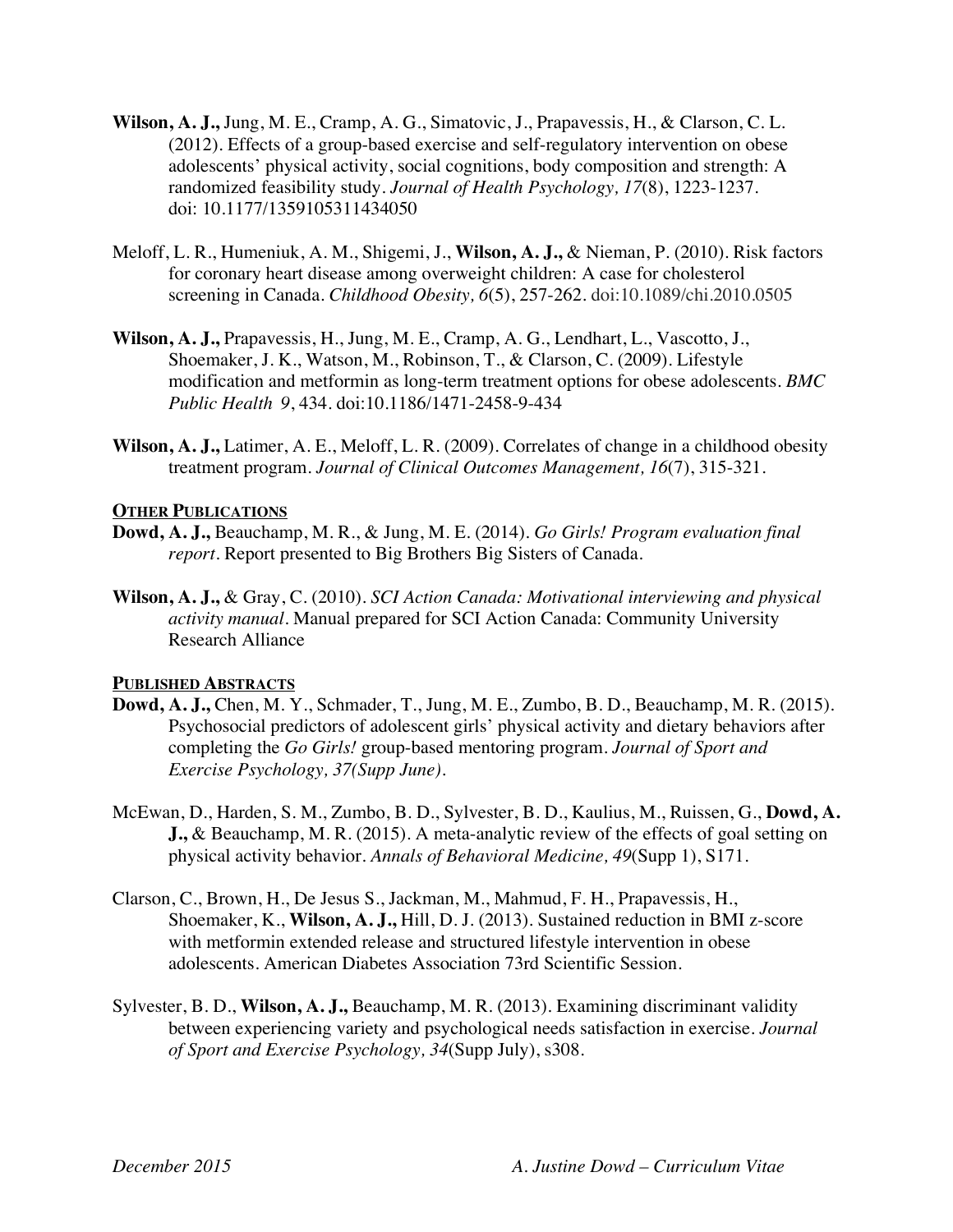**Wilson, A. J.,** Jung, M. E., Cramp, A. G., Simatovic, J., Prapavessis, H., & Clarson, C. L. (2012). Effects of a group-based exercise and self-regulatory intervention on obese adolescents' physical activity, social cognitions, body composition and strength: A randomized feasibility study. *Journal of Health Psychology, 17*(8), 1223-1237. doi: 10.1177/1359105311434050

Meloff, L. R., Humeniuk, A. M., Shigemi, J., **Wilson, A. J.,** & Nieman, P. (2010). Risk factors for coronary heart disease among overweight children: A case for cholesterol screening in Canada. *Childhood Obesity, 6*(5), 257-262. doi:10.1089/chi.2010.0505

**Wilson, A. J.,** Prapavessis, H., Jung, M. E., Cramp, A. G., Lendhart, L., Vascotto, J., Shoemaker, J. K., Watson, M., Robinson, T., & Clarson, C. (2009). Lifestyle modification and metformin as long-term treatment options for obese adolescents. *BMC Public Health 9*, 434. doi:10.1186/1471-2458-9-434

**Wilson, A. J.,** Latimer, A. E., Meloff, L. R. (2009). Correlates of change in a childhood obesity treatment program. *Journal of Clinical Outcomes Management, 16*(7), 315-321.

## OTHER PUBLICATIONS

**Dowd, A. J.,** Beauchamp, M. R., & Jung, M. E. (2014). *Go Girls! Program evaluation final report*. Report presented to Big Brothers Big Sisters of Canada.

**Wilson, A. J.,** & Gray, C. (2010). *SCI Action Canada: Motivational interviewing and physical activity manual*. Manual prepared for SCI Action Canada: Community University Research Alliance

## PUBLISHED ABSTRACTS

**Dowd, A. J.,** Chen, M. Y., Schmader, T., Jung, M. E., Zumbo, B. D., Beauchamp, M. R. (2015). Psychosocial predictors of adolescent girls' physical activity and dietary behaviors after completing the *Go Girls!* group-based mentoring program. *Journal of Sport and Exercise Psychology, 37(Supp June)*.

McEwan, D., Harden, S. M., Zumbo, B. D., Sylvester, B. D., Kaulius, M., Ruissen, G., **Dowd, A. J.,** & Beauchamp, M. R. (2015). A meta-analytic review of the effects of goal setting on physical activity behavior. *Annals of Behavioral Medicine, 49*(Supp 1), S171.

Clarson, C., Brown, H., De Jesus S., Jackman, M., Mahmud, F. H., Prapavessis, H., Shoemaker, K., **Wilson, A. J.,** Hill, D. J. (2013). Sustained reduction in BMI z-score with metformin extended release and structured lifestyle intervention in obese adolescents. American Diabetes Association 73rd Scientific Session.

Sylvester, B. D., **Wilson, A. J.,** Beauchamp, M. R. (2013). Examining discriminant validity between experiencing variety and psychological needs satisfaction in exercise. *Journal of Sport and Exercise Psychology, 34*(Supp July), s308.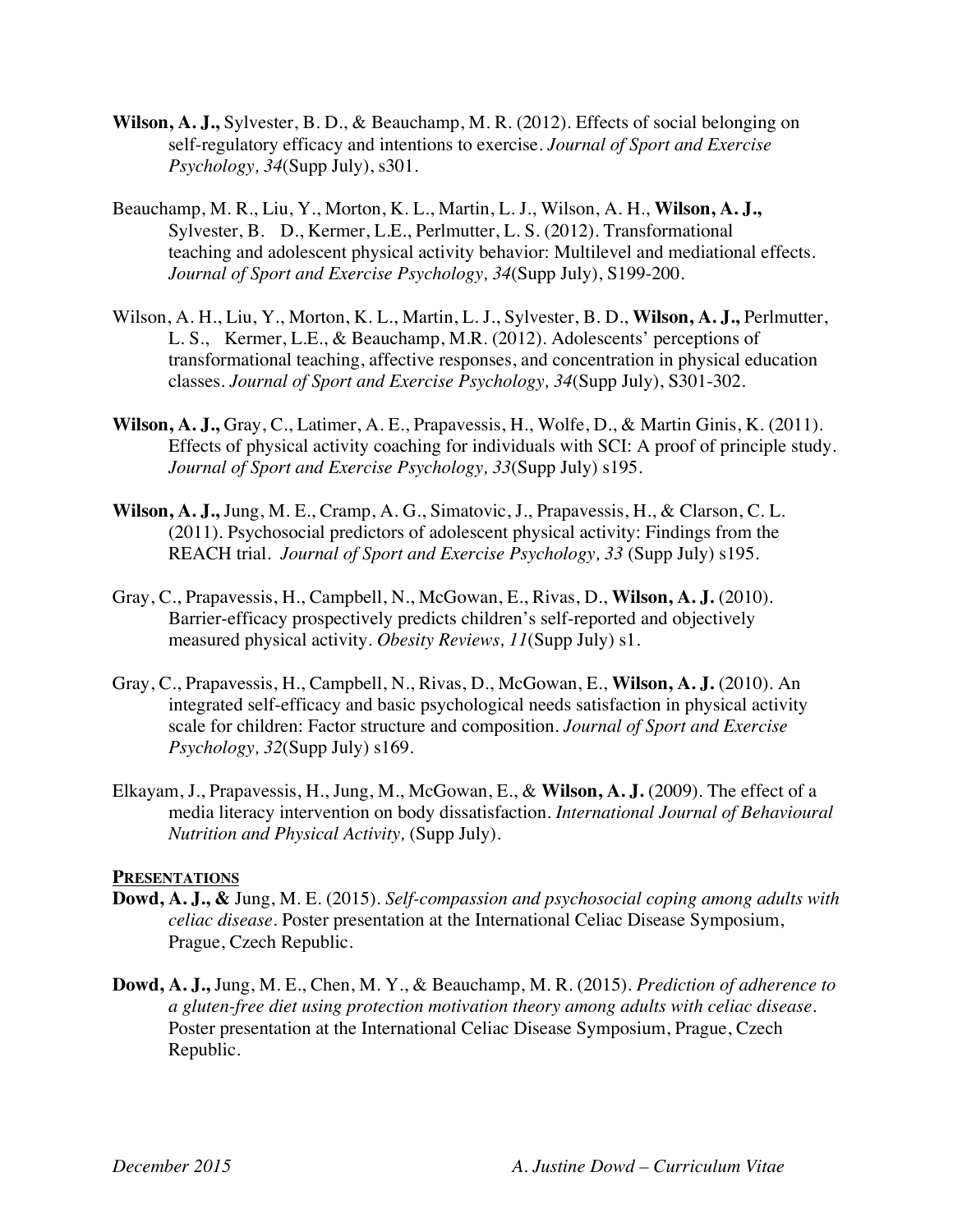**Wilson, A. J.,** Sylvester, B. D., & Beauchamp, M. R. (2012). Effects of social belonging on self-regulatory efficacy and intentions to exercise. *Journal of Sport and Exercise Psychology, 34*(Supp July), s301.

Beauchamp, M. R., Liu, Y., Morton, K. L., Martin, L. J., Wilson, A. H., **Wilson, A. J.,** Sylvester, B. D., Kermer, L.E., Perlmutter, L. S. (2012). Transformational teaching and adolescent physical activity behavior: Multilevel and mediational effects. *Journal of Sport and Exercise Psychology, 34*(Supp July), S199-200.

Wilson, A. H., Liu, Y., Morton, K. L., Martin, L. J., Sylvester, B. D., **Wilson, A. J.,** Perlmutter, L. S., Kermer, L.E., & Beauchamp, M.R. (2012). Adolescents' perceptions of transformational teaching, affective responses, and concentration in physical education classes. *Journal of Sport and Exercise Psychology, 34*(Supp July), S301-302.

**Wilson, A. J.,** Gray, C., Latimer, A. E., Prapavessis, H., Wolfe, D., & Martin Ginis, K. (2011). Effects of physical activity coaching for individuals with SCI: A proof of principle study. *Journal of Sport and Exercise Psychology, 33*(Supp July) s195.

**Wilson, A. J.,** Jung, M. E., Cramp, A. G., Simatovic, J., Prapavessis, H., & Clarson, C. L. (2011). Psychosocial predictors of adolescent physical activity: Findings from the REACH trial. *Journal of Sport and Exercise Psychology, 33* (Supp July) s195.

Gray, C., Prapavessis, H., Campbell, N., McGowan, E., Rivas, D., **Wilson, A. J.** (2010). Barrier-efficacy prospectively predicts children's self-reported and objectively measured physical activity. *Obesity Reviews, 11*(Supp July) s1.

Gray, C., Prapavessis, H., Campbell, N., Rivas, D., McGowan, E., **Wilson, A. J.** (2010). An integrated self-efficacy and basic psychological needs satisfaction in physical activity scale for children: Factor structure and composition. *Journal of Sport and Exercise Psychology, 32*(Supp July) s169.

Elkayam, J., Prapavessis, H., Jung, M., McGowan, E., & **Wilson, A. J.** (2009). The effect of a media literacy intervention on body dissatisfaction. *International Journal of Behavioural Nutrition and Physical Activity,* (Supp July).

**PRESENTATIONS**

**Dowd, A. J., &** Jung, M. E. (2015). *Self-compassion and psychosocial coping among adults with celiac disease*. Poster presentation at the International Celiac Disease Symposium, Prague, Czech Republic.

**Dowd, A. J.,** Jung, M. E., Chen, M. Y., & Beauchamp, M. R. (2015). *Prediction of adherence to a gluten-free diet using protection motivation theory among adults with celiac disease*. Poster presentation at the International Celiac Disease Symposium, Prague, Czech Republic.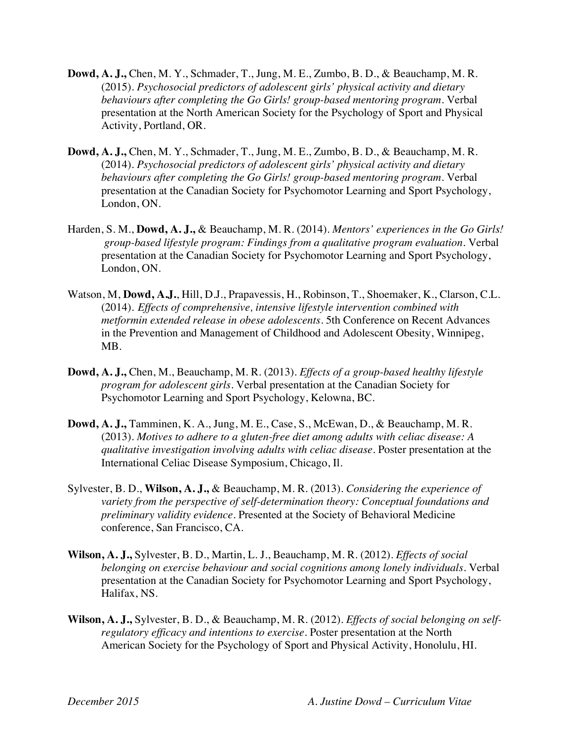**Dowd, A. J.,** Chen, M. Y., Schmader, T., Jung, M. E., Zumbo, B. D., & Beauchamp, M. R. (2015). *Psychosocial predictors of adolescent girls' physical activity and dietary behaviours after completing the Go Girls! group-based mentoring program*. Verbal presentation at the North American Society for the Psychology of Sport and Physical Activity, Portland, OR.

**Dowd, A. J.,** Chen, M. Y., Schmader, T., Jung, M. E., Zumbo, B. D., & Beauchamp, M. R. (2014). *Psychosocial predictors of adolescent girls' physical activity and dietary behaviours after completing the Go Girls! group-based mentoring program*. Verbal presentation at the Canadian Society for Psychomotor Learning and Sport Psychology, London, ON.

Harden, S. M., **Dowd, A. J.,** & Beauchamp, M. R. (2014). *Mentors' experiences in the Go Girls! group-based lifestyle program: Findings from a qualitative program evaluation*. Verbal presentation at the Canadian Society for Psychomotor Learning and Sport Psychology, London, ON.

Watson, M, **Dowd, A.J.**, Hill, D.J., Prapavessis, H., Robinson, T., Shoemaker, K., Clarson, C.L. (2014). *Effects of comprehensive, intensive lifestyle intervention combined with metformin extended release in obese adolescents*. 5th Conference on Recent Advances in the Prevention and Management of Childhood and Adolescent Obesity, Winnipeg, MB.

**Dowd, A. J.,** Chen, M., Beauchamp, M. R. (2013). *Effects of a group-based healthy lifestyle program for adolescent girls*. Verbal presentation at the Canadian Society for Psychomotor Learning and Sport Psychology, Kelowna, BC.

**Dowd, A. J.,** Tamminen, K. A., Jung, M. E., Case, S., McEwan, D., & Beauchamp, M. R. (2013). *Motives to adhere to a gluten-free diet among adults with celiac disease: A qualitative investigation involving adults with celiac disease*. Poster presentation at the International Celiac Disease Symposium, Chicago, Il.

Sylvester, B. D., **Wilson, A. J.,** & Beauchamp, M. R. (2013). *Considering the experience of variety from the perspective of self-determination theory: Conceptual foundations and preliminary validity evidence*. Presented at the Society of Behavioral Medicine conference, San Francisco, CA.

**Wilson, A. J.,** Sylvester, B. D., Martin, L. J., Beauchamp, M. R. (2012). *Effects of social belonging on exercise behaviour and social cognitions among lonely individuals*. Verbal presentation at the Canadian Society for Psychomotor Learning and Sport Psychology, Halifax, NS.

**Wilson, A. J.,** Sylvester, B. D., & Beauchamp, M. R. (2012). *Effects of social belonging on self-regulatory efficacy and intentions to exercise*. Poster presentation at the North American Society for the Psychology of Sport and Physical Activity, Honolulu, HI.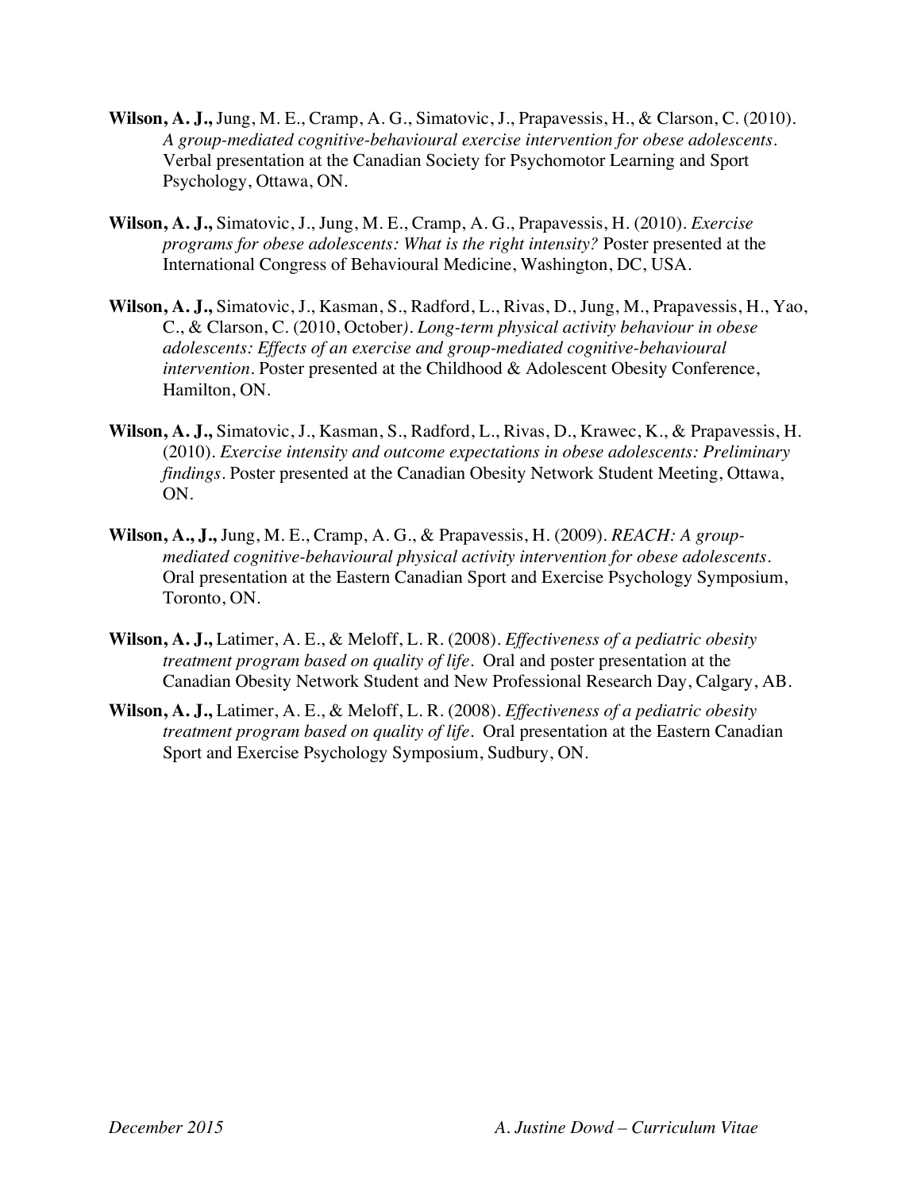**Wilson, A. J.,** Jung, M. E., Cramp, A. G., Simatovic, J., Prapavessis, H., & Clarson, C. (2010). *A group-mediated cognitive-behavioural exercise intervention for obese adolescents*. Verbal presentation at the Canadian Society for Psychomotor Learning and Sport Psychology, Ottawa, ON.

**Wilson, A. J.,** Simatovic, J., Jung, M. E., Cramp, A. G., Prapavessis, H. (2010). *Exercise programs for obese adolescents: What is the right intensity?* Poster presented at the International Congress of Behavioural Medicine, Washington, DC, USA.

**Wilson, A. J.,** Simatovic, J., Kasman, S., Radford, L., Rivas, D., Jung, M., Prapavessis, H., Yao, C., & Clarson, C. (2010, October*). Long-term physical activity behaviour in obese adolescents: Effects of an exercise and group-mediated cognitive-behavioural intervention*. Poster presented at the Childhood & Adolescent Obesity Conference, Hamilton, ON.

**Wilson, A. J.,** Simatovic, J., Kasman, S., Radford, L., Rivas, D., Krawec, K., & Prapavessis, H. (2010). *Exercise intensity and outcome expectations in obese adolescents: Preliminary findings*. Poster presented at the Canadian Obesity Network Student Meeting, Ottawa, ON.

**Wilson, A., J.,** Jung, M. E., Cramp, A. G., & Prapavessis, H. (2009). *REACH: A group-mediated cognitive-behavioural physical activity intervention for obese adolescents*. Oral presentation at the Eastern Canadian Sport and Exercise Psychology Symposium, Toronto, ON.

**Wilson, A. J.,** Latimer, A. E., & Meloff, L. R. (2008). *Effectiveness of a pediatric obesity treatment program based on quality of life*. Oral and poster presentation at the Canadian Obesity Network Student and New Professional Research Day, Calgary, AB.

**Wilson, A. J.,** Latimer, A. E., & Meloff, L. R. (2008). *Effectiveness of a pediatric obesity treatment program based on quality of life*. Oral presentation at the Eastern Canadian Sport and Exercise Psychology Symposium, Sudbury, ON.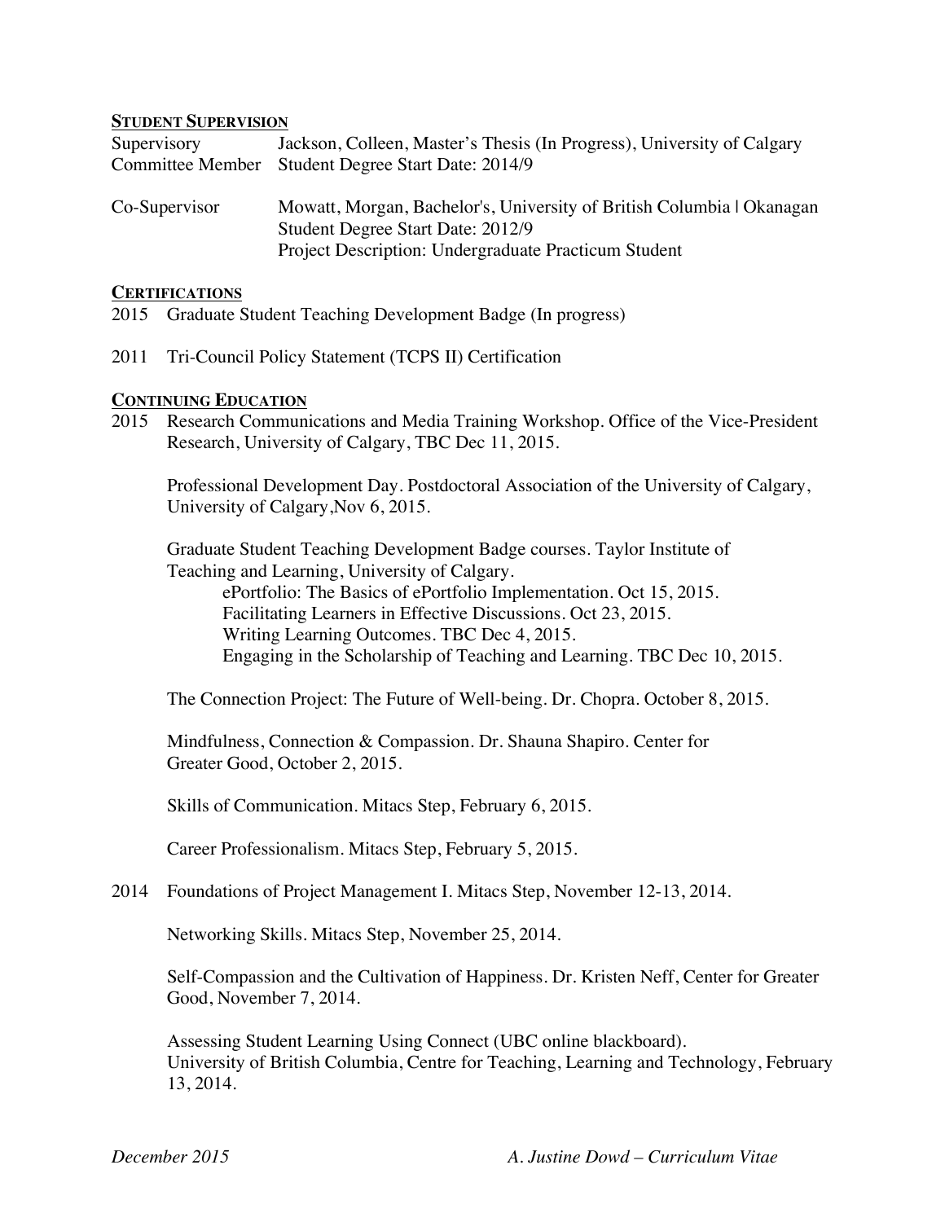## STUDENT SUPERVISION

| | |
|---|---|
| Supervisory Committee Member | Jackson, Colleen, Master's Thesis (In Progress), University of Calgary<br>Student Degree Start Date: 2014/9 |
| Co-Supervisor | Mowatt, Morgan, Bachelor's, University of British Columbia | Okanagan<br>Student Degree Start Date: 2012/9<br>Project Description: Undergraduate Practicum Student |

## CERTIFICATIONS

2015 Graduate Student Teaching Development Badge (In progress)

2011 Tri-Council Policy Statement (TCPS II) Certification

## CONTINUING EDUCATION

2015 Research Communications and Media Training Workshop. Office of the Vice-President Research, University of Calgary, TBC Dec 11, 2015.

Professional Development Day. Postdoctoral Association of the University of Calgary, University of Calgary,Nov 6, 2015.

Graduate Student Teaching Development Badge courses. Taylor Institute of Teaching and Learning, University of Calgary.

- ePortfolio: The Basics of ePortfolio Implementation. Oct 15, 2015.
- Facilitating Learners in Effective Discussions. Oct 23, 2015.
- Writing Learning Outcomes. TBC Dec 4, 2015.
- Engaging in the Scholarship of Teaching and Learning. TBC Dec 10, 2015.

The Connection Project: The Future of Well-being. Dr. Chopra. October 8, 2015.

Mindfulness, Connection & Compassion. Dr. Shauna Shapiro. Center for Greater Good, October 2, 2015.

Skills of Communication. Mitacs Step, February 6, 2015.

Career Professionalism. Mitacs Step, February 5, 2015.

2014 Foundations of Project Management I. Mitacs Step, November 12-13, 2014.

Networking Skills. Mitacs Step, November 25, 2014.

Self-Compassion and the Cultivation of Happiness. Dr. Kristen Neff, Center for Greater Good, November 7, 2014.

Assessing Student Learning Using Connect (UBC online blackboard). University of British Columbia, Centre for Teaching, Learning and Technology, February 13, 2014.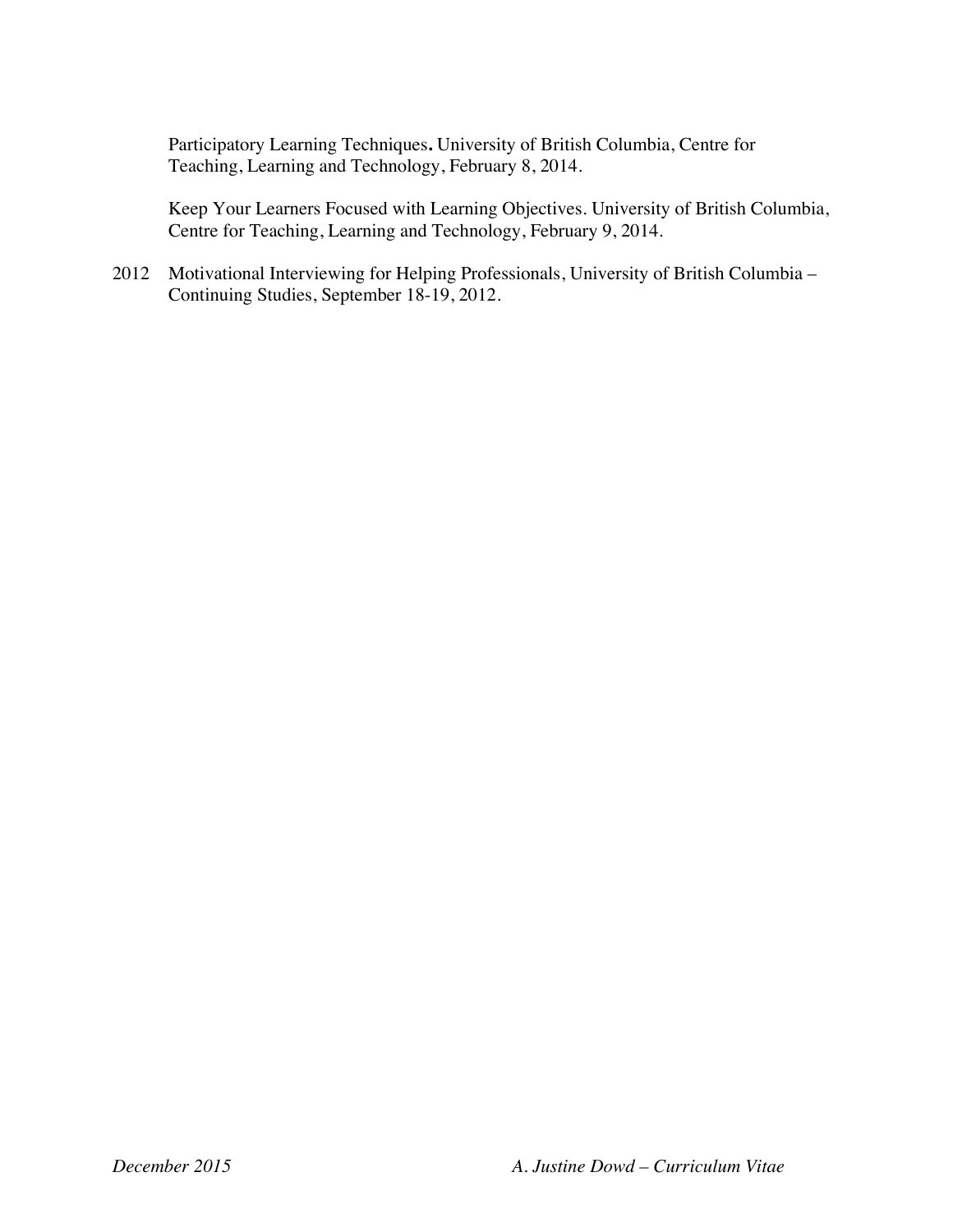Participatory Learning Techniques**.** University of British Columbia, Centre for Teaching, Learning and Technology, February 8, 2014.

Keep Your Learners Focused with Learning Objectives. University of British Columbia, Centre for Teaching, Learning and Technology, February 9, 2014.

2012 Motivational Interviewing for Helping Professionals, University of British Columbia – Continuing Studies, September 18-19, 2012.